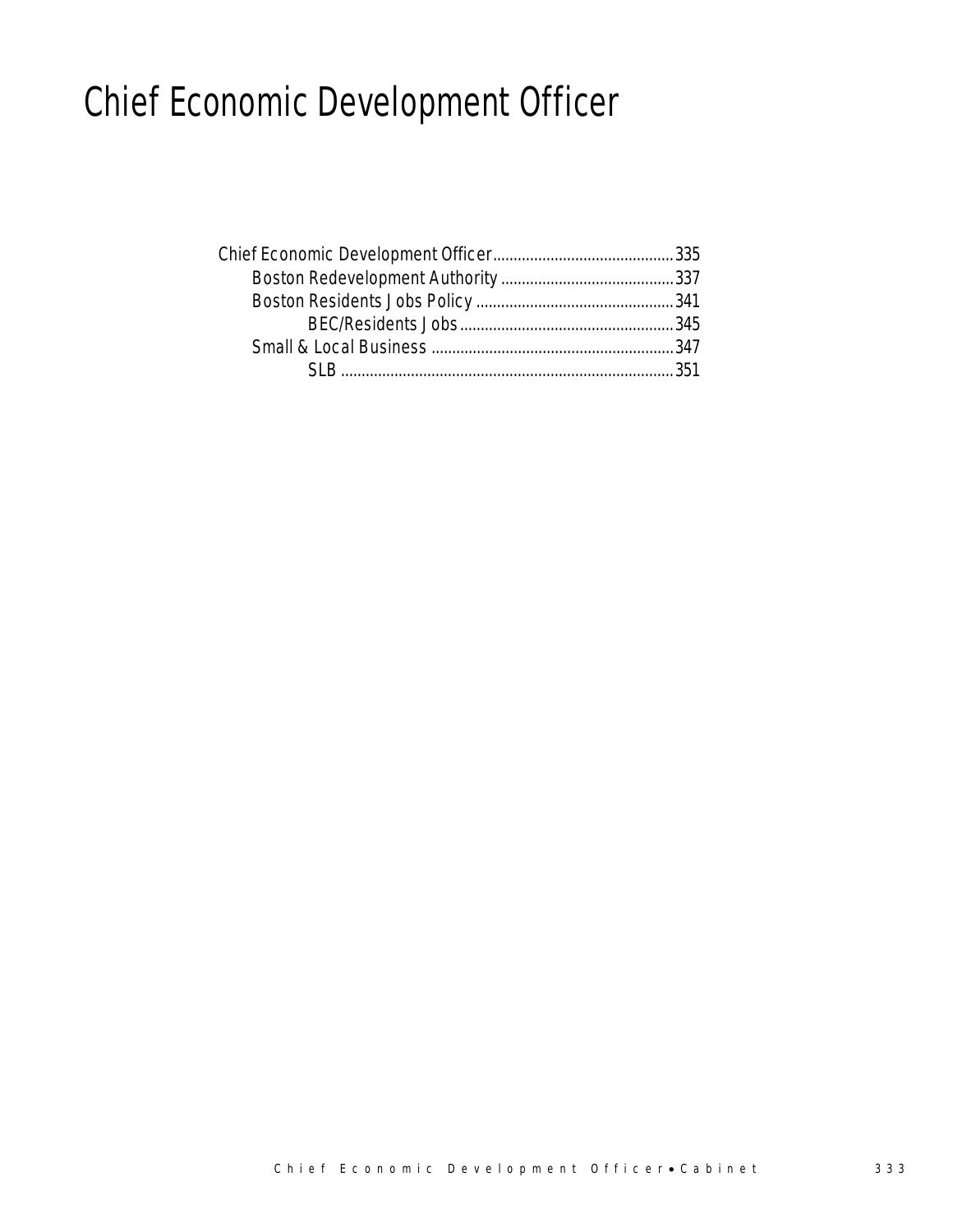# Chief Economic Development Officer

- Chief Economic Development Officer............................................335
  - Boston Redevelopment Authority..........................................337
  - Boston Residents Jobs Policy................................................341
    - BEC/Residents Jobs....................................................345
  - Small & Local Business...........................................................347
    - SLB.................................................................................351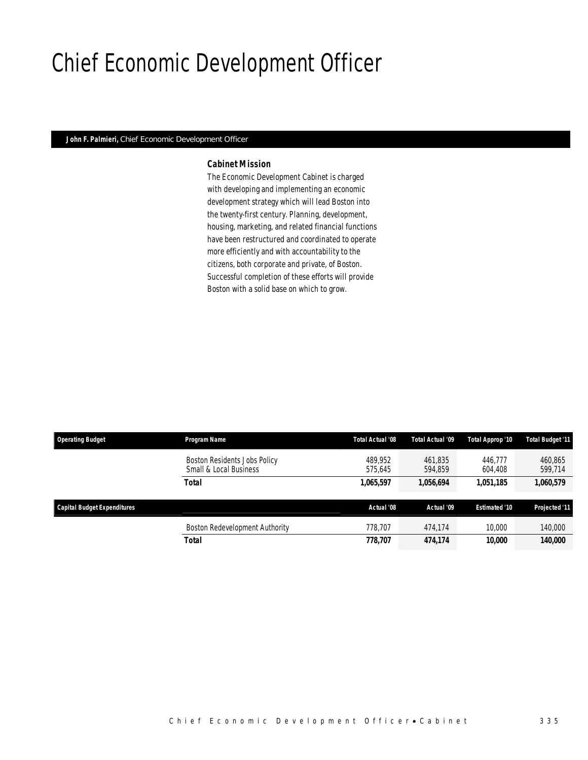# Chief Economic Development Officer

**John F. Palmieri,** Chief Economic Development Officer

### *Cabinet Mission*

*The Economic Development Cabinet is charged with developing and implementing an economic development strategy which will lead Boston into the twenty-first century. Planning, development, housing, marketing, and related financial functions have been restructured and coordinated to operate more efficiently and with accountability to the citizens, both corporate and private, of Boston. Successful completion of these efforts will provide Boston with a solid base on which to grow.*

| Operating Budget | Program Name | Total Actual '08 | Total Actual '09 | Total Approp '10 | Total Budget '11 |
|---|---|---|---|---|---|
| | Boston Residents Jobs Policy | 489,952 | 461,835 | 446,777 | 460,865 |
| | Small & Local Business | 575,645 | 594,859 | 604,408 | 599,714 |
| | **Total** | **1,065,597** | **1,056,694** | **1,051,185** | **1,060,579** |

| Capital Budget Expenditures | | Actual '08 | Actual '09 | Estimated '10 | Projected '11 |
|---|---|---|---|---|---|
| | Boston Redevelopment Authority | 778,707 | 474,174 | 10,000 | 140,000 |
| | **Total** | **778,707** | **474,174** | **10,000** | **140,000** |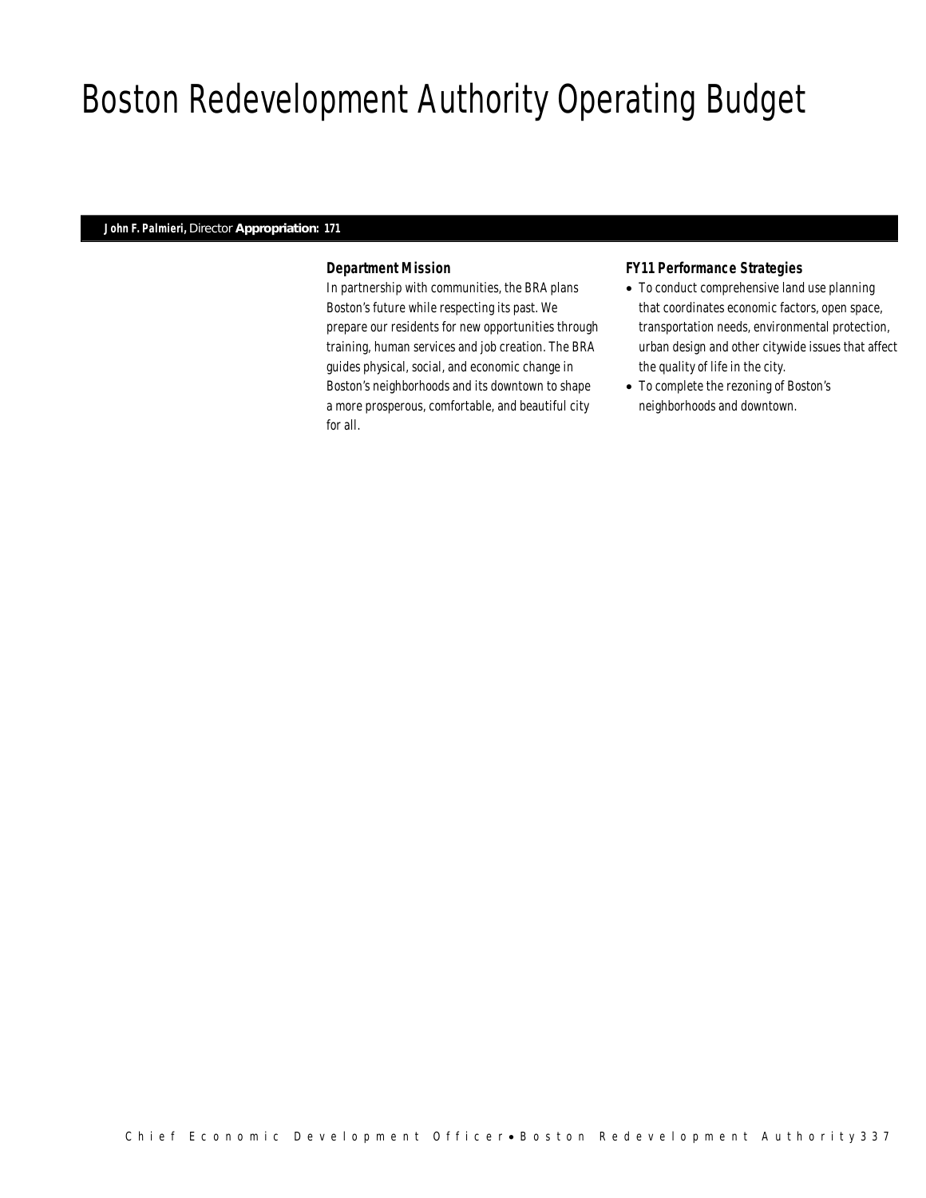# Boston Redevelopment Authority Operating Budget

**John F. Palmieri,** Director **Appropriation: 171**

### Department Mission

In partnership with communities, the BRA plans Boston's future while respecting its past. We prepare our residents for new opportunities through training, human services and job creation. The BRA guides physical, social, and economic change in Boston's neighborhoods and its downtown to shape a more prosperous, comfortable, and beautiful city for all.

### FY11 Performance Strategies

- To conduct comprehensive land use planning that coordinates economic factors, open space, transportation needs, environmental protection, urban design and other citywide issues that affect the quality of life in the city.
- To complete the rezoning of Boston's neighborhoods and downtown.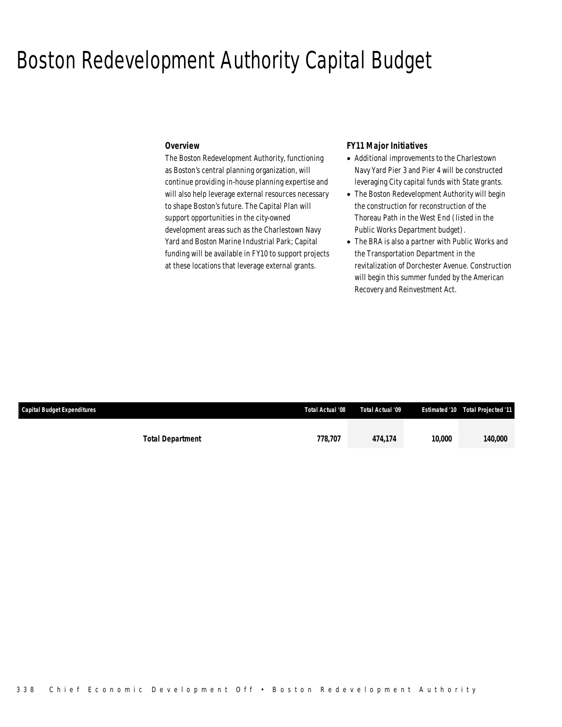# Boston Redevelopment Authority Capital Budget

### Overview

The Boston Redevelopment Authority, functioning as Boston's central planning organization, will continue providing in-house planning expertise and will also help leverage external resources necessary to shape Boston's future. The Capital Plan will support opportunities in the city-owned development areas such as the Charlestown Navy Yard and Boston Marine Industrial Park; Capital funding will be available in FY10 to support projects at these locations that leverage external grants.

### FY11 Major Initiatives

- Additional improvements to the Charlestown Navy Yard Pier 3 and Pier 4 will be constructed leveraging City capital funds with State grants.
- The Boston Redevelopment Authority will begin the construction for reconstruction of the Thoreau Path in the West End (listed in the Public Works Department budget).
- The BRA is also a partner with Public Works and the Transportation Department in the revitalization of Dorchester Avenue. Construction will begin this summer funded by the American Recovery and Reinvestment Act.

| Capital Budget Expenditures | Total Actual '08 | Total Actual '09 | Estimated '10 | Total Projected '11 |
|---|---|---|---|---|
| **Total Department** | **778,707** | **474,174** | **10,000** | **140,000** |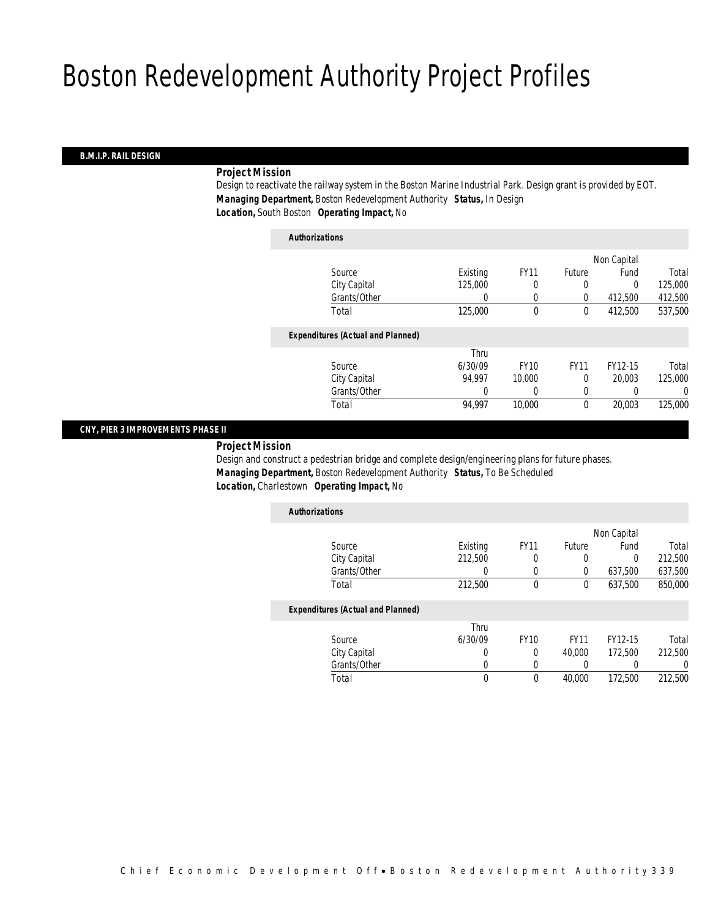# Boston Redevelopment Authority Project Profiles

## B.M.I.P. RAIL DESIGN

***Project Mission***

Design to reactivate the railway system in the Boston Marine Industrial Park. Design grant is provided by EOT.

***Managing Department,*** Boston Redevelopment Authority ***Status,*** In Design

***Location,*** South Boston ***Operating Impact,*** No

***Authorizations***

| Source | Existing | FY11 | Future | Non Capital Fund | Total |
|---|---|---|---|---|---|
| City Capital | 125,000 | 0 | 0 | 0 | 125,000 |
| Grants/Other | 0 | 0 | 0 | 412,500 | 412,500 |
| Total | 125,000 | 0 | 0 | 412,500 | 537,500 |

***Expenditures (Actual and Planned)***

| Source | Thru 6/30/09 | FY10 | FY11 | FY12-15 | Total |
|---|---|---|---|---|---|
| City Capital | 94,997 | 10,000 | 0 | 20,003 | 125,000 |
| Grants/Other | 0 | 0 | 0 | 0 | 0 |
| Total | 94,997 | 10,000 | 0 | 20,003 | 125,000 |

## CNY, PIER 3 IMPROVEMENTS PHASE II

***Project Mission***

Design and construct a pedestrian bridge and complete design/engineering plans for future phases.

***Managing Department,*** Boston Redevelopment Authority ***Status,*** To Be Scheduled

***Location,*** Charlestown ***Operating Impact,*** No

***Authorizations***

| Source | Existing | FY11 | Future | Non Capital Fund | Total |
|---|---|---|---|---|---|
| City Capital | 212,500 | 0 | 0 | 0 | 212,500 |
| Grants/Other | 0 | 0 | 0 | 637,500 | 637,500 |
| Total | 212,500 | 0 | 0 | 637,500 | 850,000 |

***Expenditures (Actual and Planned)***

| Source | Thru 6/30/09 | FY10 | FY11 | FY12-15 | Total |
|---|---|---|---|---|---|
| City Capital | 0 | 0 | 40,000 | 172,500 | 212,500 |
| Grants/Other | 0 | 0 | 0 | 0 | 0 |
| Total | 0 | 0 | 40,000 | 172,500 | 212,500 |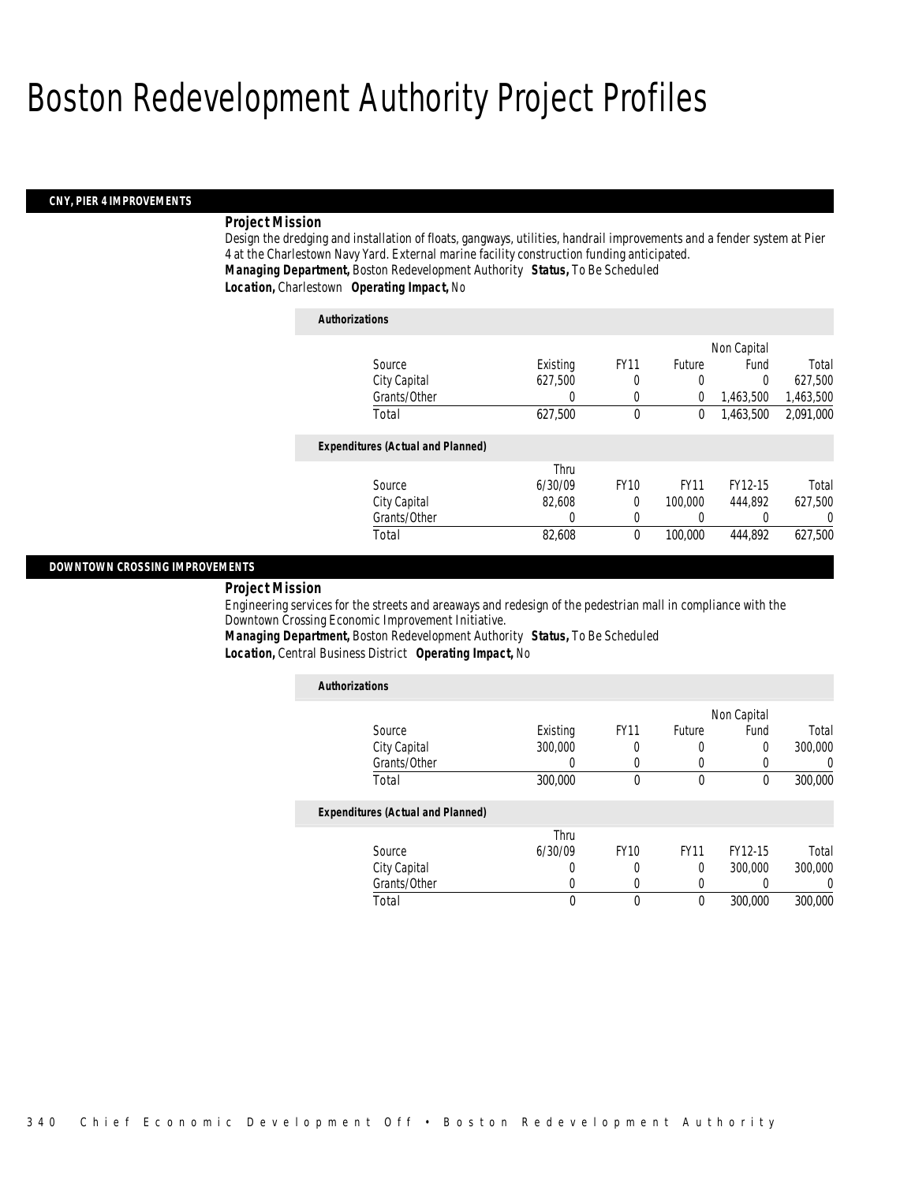# Boston Redevelopment Authority Project Profiles

## CNY, PIER 4 IMPROVEMENTS

***Project Mission***

Design the dredging and installation of floats, gangways, utilities, handrail improvements and a fender system at Pier 4 at the Charlestown Navy Yard. External marine facility construction funding anticipated.

***Managing Department,*** Boston Redevelopment Authority ***Status,*** To Be Scheduled

***Location,*** Charlestown ***Operating Impact,*** No

***Authorizations***

| Source | Existing | FY11 | Future | Non Capital Fund | Total |
|---|---|---|---|---|---|
| City Capital | 627,500 | 0 | 0 | 0 | 627,500 |
| Grants/Other | 0 | 0 | 0 | 1,463,500 | 1,463,500 |
| Total | 627,500 | 0 | 0 | 1,463,500 | 2,091,000 |

***Expenditures (Actual and Planned)***

| Source | Thru 6/30/09 | FY10 | FY11 | FY12-15 | Total |
|---|---|---|---|---|---|
| City Capital | 82,608 | 0 | 100,000 | 444,892 | 627,500 |
| Grants/Other | 0 | 0 | 0 | 0 | 0 |
| Total | 82,608 | 0 | 100,000 | 444,892 | 627,500 |

## DOWNTOWN CROSSING IMPROVEMENTS

***Project Mission***

Engineering services for the streets and areaways and redesign of the pedestrian mall in compliance with the Downtown Crossing Economic Improvement Initiative.

***Managing Department,*** Boston Redevelopment Authority ***Status,*** To Be Scheduled

***Location,*** Central Business District ***Operating Impact,*** No

***Authorizations***

| Source | Existing | FY11 | Future | Non Capital Fund | Total |
|---|---|---|---|---|---|
| City Capital | 300,000 | 0 | 0 | 0 | 300,000 |
| Grants/Other | 0 | 0 | 0 | 0 | 0 |
| Total | 300,000 | 0 | 0 | 0 | 300,000 |

***Expenditures (Actual and Planned)***

| Source | Thru 6/30/09 | FY10 | FY11 | FY12-15 | Total |
|---|---|---|---|---|---|
| City Capital | 0 | 0 | 0 | 300,000 | 300,000 |
| Grants/Other | 0 | 0 | 0 | 0 | 0 |
| Total | 0 | 0 | 0 | 300,000 | 300,000 |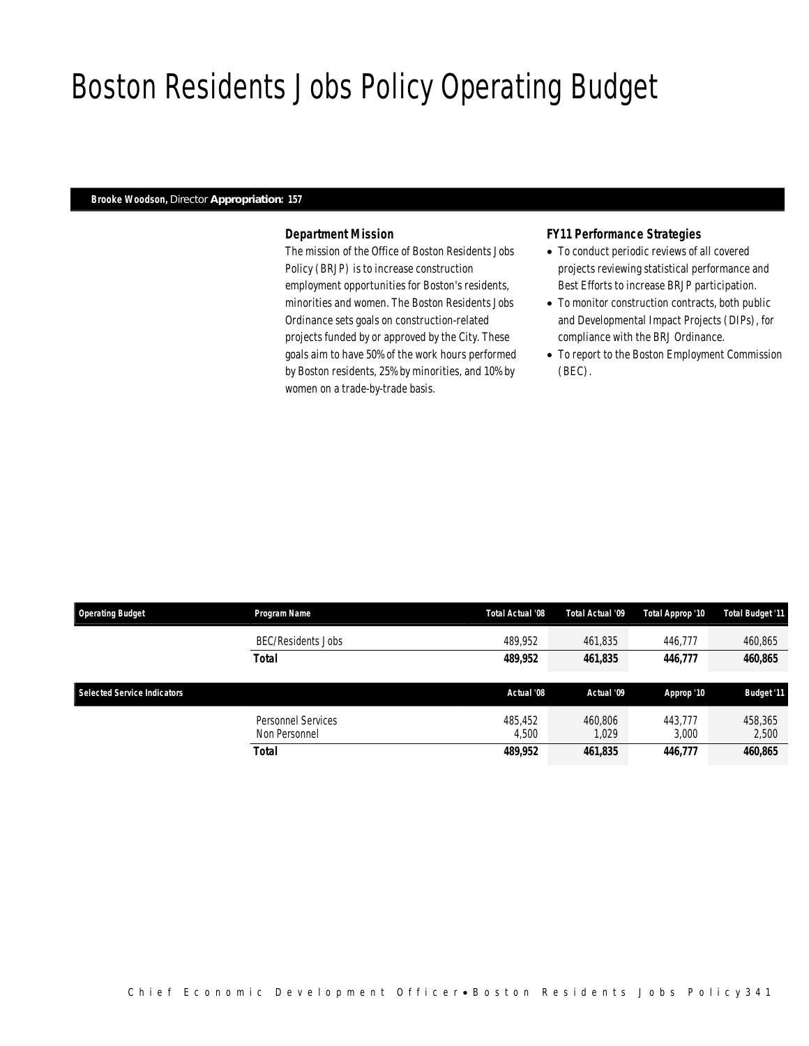# Boston Residents Jobs Policy Operating Budget

**Brooke Woodson,** Director **Appropriation: 157**

### *Department Mission*

The mission of the Office of Boston Residents Jobs Policy (BRJP) is to increase construction employment opportunities for Boston's residents, minorities and women. The Boston Residents Jobs Ordinance sets goals on construction-related projects funded by or approved by the City. These goals aim to have 50% of the work hours performed by Boston residents, 25% by minorities, and 10% by women on a trade-by-trade basis.

### *FY11 Performance Strategies*

- To conduct periodic reviews of all covered projects reviewing statistical performance and Best Efforts to increase BRJP participation.
- To monitor construction contracts, both public and Developmental Impact Projects (DIPs), for compliance with the BRJ Ordinance.
- To report to the Boston Employment Commission (BEC).

| Operating Budget | Program Name | Total Actual '08 | Total Actual '09 | Total Approp '10 | Total Budget '11 |
|---|---|---|---|---|---|
| | BEC/Residents Jobs | 489,952 | 461,835 | 446,777 | 460,865 |
| | **Total** | **489,952** | **461,835** | **446,777** | **460,865** |

| Selected Service Indicators | | Actual '08 | Actual '09 | Approp '10 | Budget '11 |
|---|---|---|---|---|---|
| | Personnel Services | 485,452 | 460,806 | 443,777 | 458,365 |
| | Non Personnel | 4,500 | 1,029 | 3,000 | 2,500 |
| | **Total** | **489,952** | **461,835** | **446,777** | **460,865** |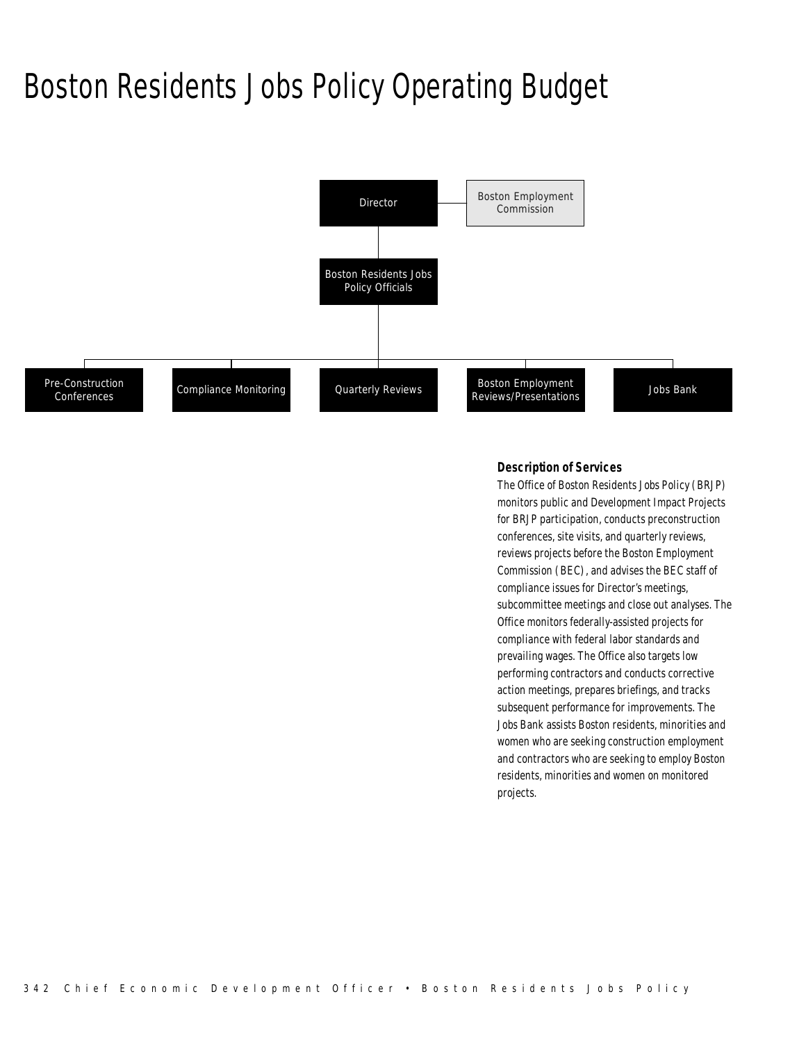# Boston Residents Jobs Policy Operating Budget

- Director
  - Boston Employment Commission
  - Boston Residents Jobs Policy Officials
    - Pre-Construction Conferences
    - Compliance Monitoring
    - Quarterly Reviews
    - Boston Employment Reviews/Presentations
    - Jobs Bank

### Description of Services

The Office of Boston Residents Jobs Policy (BRJP) monitors public and Development Impact Projects for BRJP participation, conducts preconstruction conferences, site visits, and quarterly reviews, reviews projects before the Boston Employment Commission (BEC), and advises the BEC staff of compliance issues for Director's meetings, subcommittee meetings and close out analyses. The Office monitors federally-assisted projects for compliance with federal labor standards and prevailing wages. The Office also targets low performing contractors and conducts corrective action meetings, prepares briefings, and tracks subsequent performance for improvements. The Jobs Bank assists Boston residents, minorities and women who are seeking construction employment and contractors who are seeking to employ Boston residents, minorities and women on monitored projects.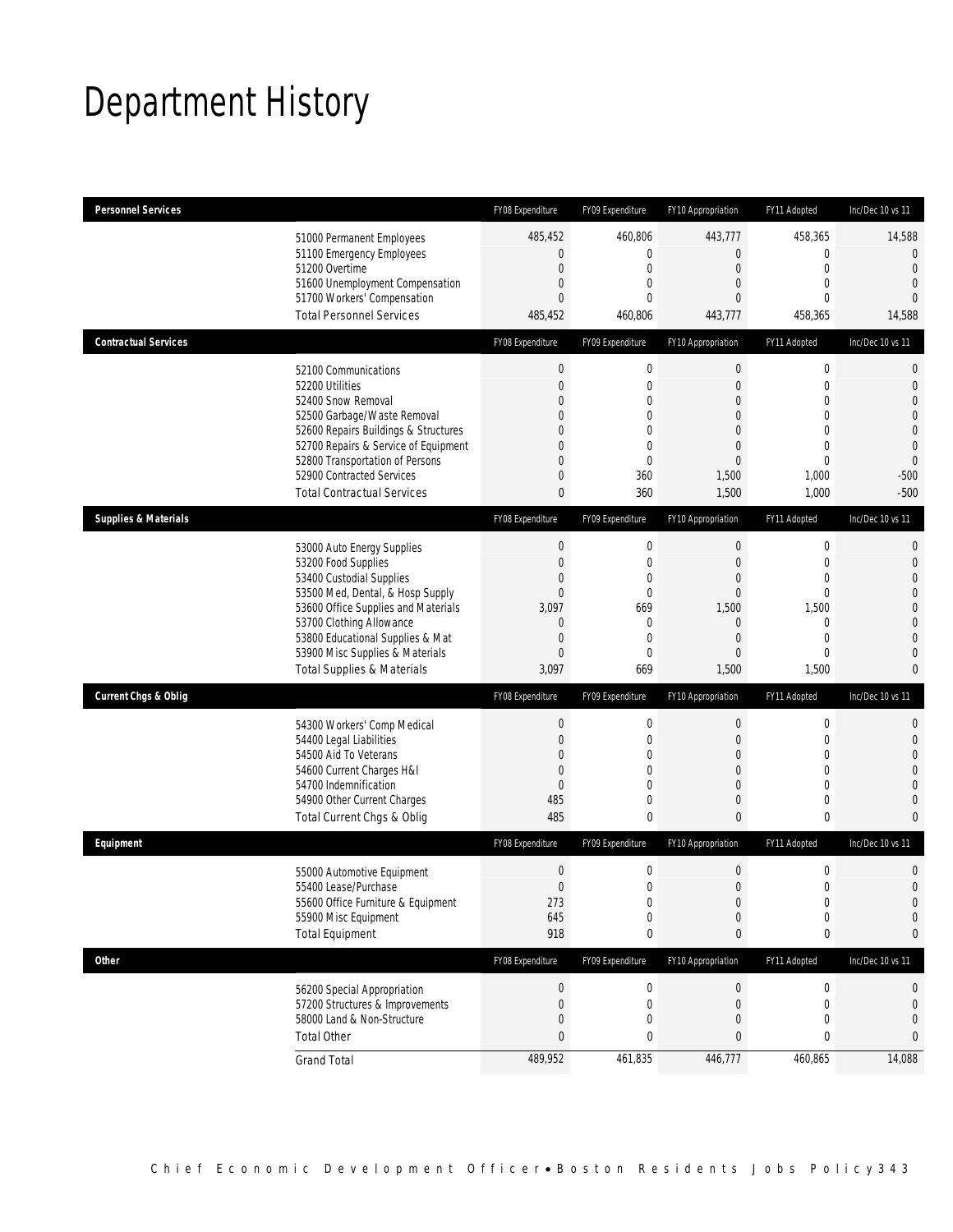# Department History

| Personnel Services | FY08 Expenditure | FY09 Expenditure | FY10 Appropriation | FY11 Adopted | Inc/Dec 10 vs 11 |
|---|---|---|---|---|---|
| 51000 Permanent Employees | 485,452 | 460,806 | 443,777 | 458,365 | 14,588 |
| 51100 Emergency Employees | 0 | 0 | 0 | 0 | 0 |
| 51200 Overtime | 0 | 0 | 0 | 0 | 0 |
| 51600 Unemployment Compensation | 0 | 0 | 0 | 0 | 0 |
| 51700 Workers' Compensation | 0 | 0 | 0 | 0 | 0 |
| Total Personnel Services | 485,452 | 460,806 | 443,777 | 458,365 | 14,588 |
| **Contractual Services** | **FY08 Expenditure** | **FY09 Expenditure** | **FY10 Appropriation** | **FY11 Adopted** | **Inc/Dec 10 vs 11** |
| 52100 Communications | 0 | 0 | 0 | 0 | 0 |
| 52200 Utilities | 0 | 0 | 0 | 0 | 0 |
| 52400 Snow Removal | 0 | 0 | 0 | 0 | 0 |
| 52500 Garbage/Waste Removal | 0 | 0 | 0 | 0 | 0 |
| 52600 Repairs Buildings & Structures | 0 | 0 | 0 | 0 | 0 |
| 52700 Repairs & Service of Equipment | 0 | 0 | 0 | 0 | 0 |
| 52800 Transportation of Persons | 0 | 0 | 0 | 0 | 0 |
| 52900 Contracted Services | 0 | 360 | 1,500 | 1,000 | -500 |
| Total Contractual Services | 0 | 360 | 1,500 | 1,000 | -500 |
| **Supplies & Materials** | **FY08 Expenditure** | **FY09 Expenditure** | **FY10 Appropriation** | **FY11 Adopted** | **Inc/Dec 10 vs 11** |
| 53000 Auto Energy Supplies | 0 | 0 | 0 | 0 | 0 |
| 53200 Food Supplies | 0 | 0 | 0 | 0 | 0 |
| 53400 Custodial Supplies | 0 | 0 | 0 | 0 | 0 |
| 53500 Med, Dental, & Hosp Supply | 0 | 0 | 0 | 0 | 0 |
| 53600 Office Supplies and Materials | 3,097 | 669 | 1,500 | 1,500 | 0 |
| 53700 Clothing Allowance | 0 | 0 | 0 | 0 | 0 |
| 53800 Educational Supplies & Mat | 0 | 0 | 0 | 0 | 0 |
| 53900 Misc Supplies & Materials | 0 | 0 | 0 | 0 | 0 |
| Total Supplies & Materials | 3,097 | 669 | 1,500 | 1,500 | 0 |
| **Current Chgs & Oblig** | **FY08 Expenditure** | **FY09 Expenditure** | **FY10 Appropriation** | **FY11 Adopted** | **Inc/Dec 10 vs 11** |
| 54300 Workers' Comp Medical | 0 | 0 | 0 | 0 | 0 |
| 54400 Legal Liabilities | 0 | 0 | 0 | 0 | 0 |
| 54500 Aid To Veterans | 0 | 0 | 0 | 0 | 0 |
| 54600 Current Charges H&I | 0 | 0 | 0 | 0 | 0 |
| 54700 Indemnification | 0 | 0 | 0 | 0 | 0 |
| 54900 Other Current Charges | 485 | 0 | 0 | 0 | 0 |
| Total Current Chgs & Oblig | 485 | 0 | 0 | 0 | 0 |
| **Equipment** | **FY08 Expenditure** | **FY09 Expenditure** | **FY10 Appropriation** | **FY11 Adopted** | **Inc/Dec 10 vs 11** |
| 55000 Automotive Equipment | 0 | 0 | 0 | 0 | 0 |
| 55400 Lease/Purchase | 0 | 0 | 0 | 0 | 0 |
| 55600 Office Furniture & Equipment | 273 | 0 | 0 | 0 | 0 |
| 55900 Misc Equipment | 645 | 0 | 0 | 0 | 0 |
| Total Equipment | 918 | 0 | 0 | 0 | 0 |
| **Other** | **FY08 Expenditure** | **FY09 Expenditure** | **FY10 Appropriation** | **FY11 Adopted** | **Inc/Dec 10 vs 11** |
| 56200 Special Appropriation | 0 | 0 | 0 | 0 | 0 |
| 57200 Structures & Improvements | 0 | 0 | 0 | 0 | 0 |
| 58000 Land & Non-Structure | 0 | 0 | 0 | 0 | 0 |
| Total Other | 0 | 0 | 0 | 0 | 0 |
| Grand Total | 489,952 | 461,835 | 446,777 | 460,865 | 14,088 |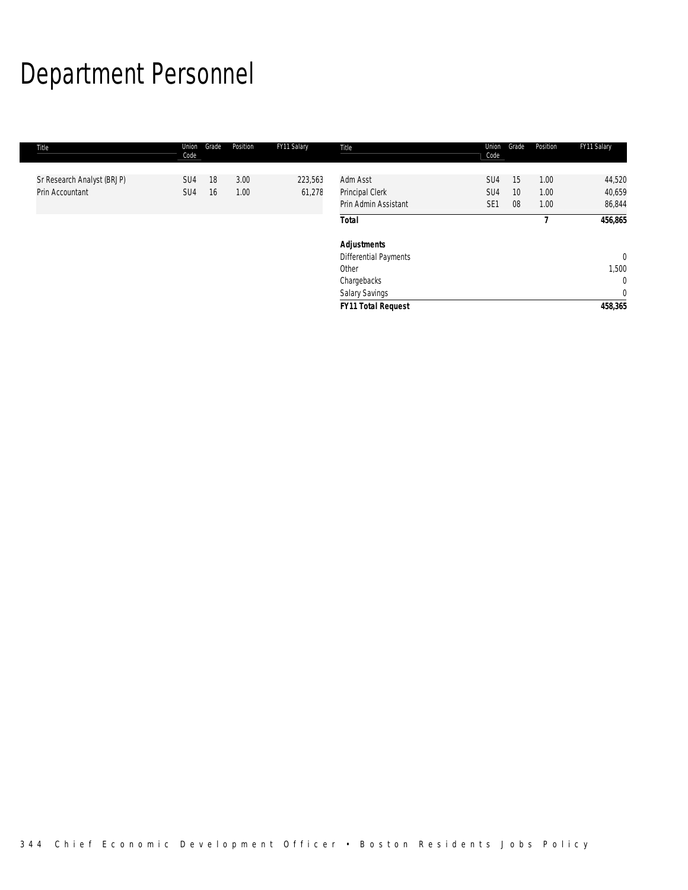# Department Personnel

| Title | Union Code | Grade | Position | FY11 Salary |
|---|---|---|---|---|
| Sr Research Analyst (BRJP) | SU4 | 18 | 3.00 | 223,563 |
| Prin Accountant | SU4 | 16 | 1.00 | 61,278 |
| Adm Asst | SU4 | 15 | 1.00 | 44,520 |
| Principal Clerk | SU4 | 10 | 1.00 | 40,659 |
| Prin Admin Assistant | SE1 | 08 | 1.00 | 86,844 |
| **Total** | | | **7** | **456,865** |
| **Adjustments** | | | | |
| Differential Payments | | | | 0 |
| Other | | | | 1,500 |
| Chargebacks | | | | 0 |
| Salary Savings | | | | 0 |
| **FY11 Total Request** | | | | **458,365** |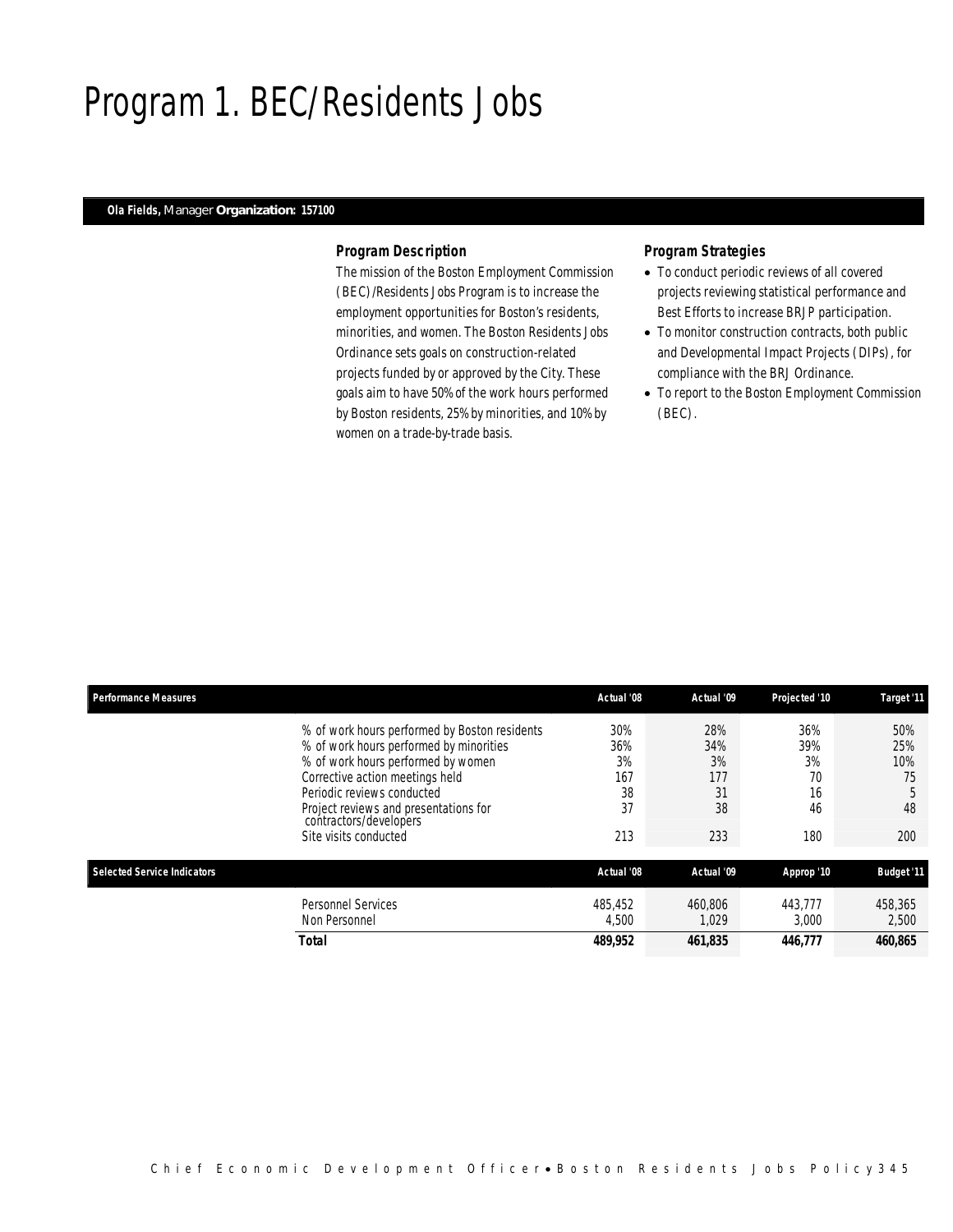# Program 1. BEC/Residents Jobs

**Ola Fields,** Manager **Organization: 157100**

### Program Description

The mission of the Boston Employment Commission (BEC)/Residents Jobs Program is to increase the employment opportunities for Boston's residents, minorities, and women. The Boston Residents Jobs Ordinance sets goals on construction-related projects funded by or approved by the City. These goals aim to have 50% of the work hours performed by Boston residents, 25% by minorities, and 10% by women on a trade-by-trade basis.

### Program Strategies

- To conduct periodic reviews of all covered projects reviewing statistical performance and Best Efforts to increase BRJP participation.
- To monitor construction contracts, both public and Developmental Impact Projects (DIPs), for compliance with the BRJ Ordinance.
- To report to the Boston Employment Commission (BEC).

| Performance Measures | Actual '08 | Actual '09 | Projected '10 | Target '11 |
|---|---|---|---|---|
| % of work hours performed by Boston residents | 30% | 28% | 36% | 50% |
| % of work hours performed by minorities | 36% | 34% | 39% | 25% |
| % of work hours performed by women | 3% | 3% | 3% | 10% |
| Corrective action meetings held | 167 | 177 | 70 | 75 |
| Periodic reviews conducted | 38 | 31 | 16 | 5 |
| Project reviews and presentations for contractors/developers | 37 | 38 | 46 | 48 |
| Site visits conducted | 213 | 233 | 180 | 200 |

| Selected Service Indicators | Actual '08 | Actual '09 | Approp '10 | Budget '11 |
|---|---|---|---|---|
| Personnel Services | 485,452 | 460,806 | 443,777 | 458,365 |
| Non Personnel | 4,500 | 1,029 | 3,000 | 2,500 |
| **Total** | **489,952** | **461,835** | **446,777** | **460,865** |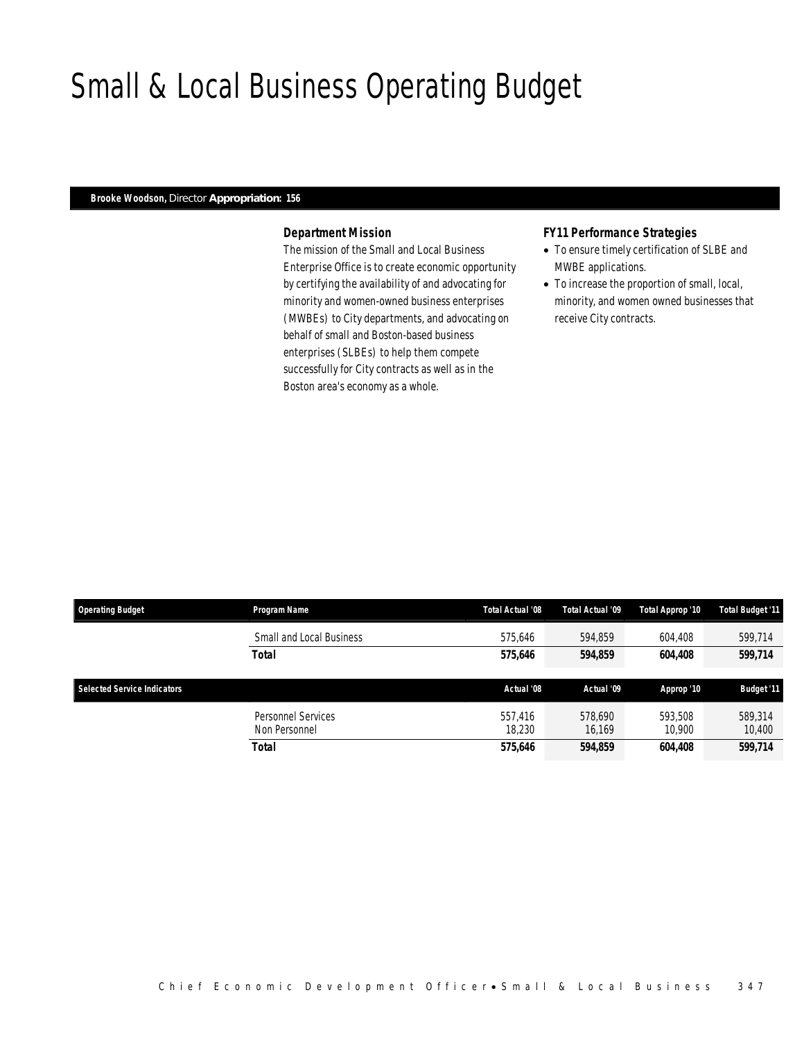# Small & Local Business Operating Budget

**Brooke Woodson,** Director **Appropriation: 156**

### *Department Mission*

The mission of the Small and Local Business Enterprise Office is to create economic opportunity by certifying the availability of and advocating for minority and women-owned business enterprises (MWBEs) to City departments, and advocating on behalf of small and Boston-based business enterprises (SLBEs) to help them compete successfully for City contracts as well as in the Boston area's economy as a whole.

### *FY11 Performance Strategies*

- To ensure timely certification of SLBE and MWBE applications.
- To increase the proportion of small, local, minority, and women owned businesses that receive City contracts.

| Operating Budget | Program Name | Total Actual '08 | Total Actual '09 | Total Approp '10 | Total Budget '11 |
|---|---|---|---|---|---|
| | Small and Local Business | 575,646 | 594,859 | 604,408 | 599,714 |
| | **Total** | **575,646** | **594,859** | **604,408** | **599,714** |

| Selected Service Indicators | | Actual '08 | Actual '09 | Approp '10 | Budget '11 |
|---|---|---|---|---|---|
| | Personnel Services | 557,416 | 578,690 | 593,508 | 589,314 |
| | Non Personnel | 18,230 | 16,169 | 10,900 | 10,400 |
| | **Total** | **575,646** | **594,859** | **604,408** | **599,714** |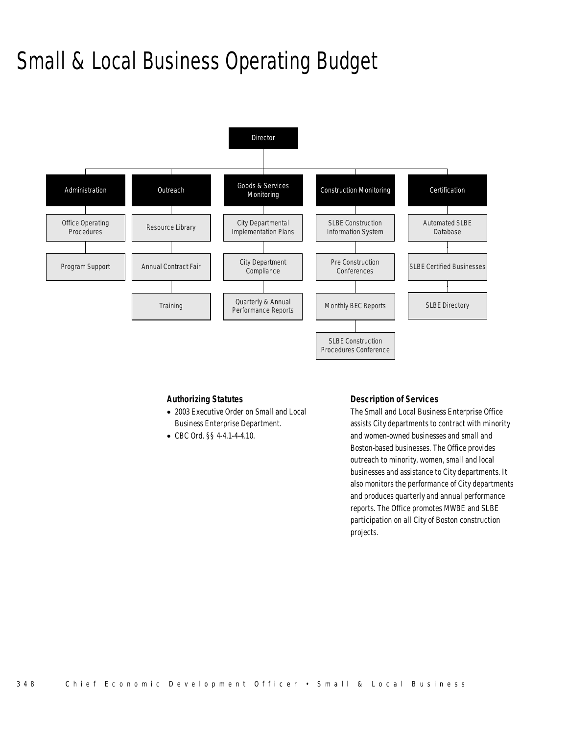# Small & Local Business Operating Budget

- Director
  - Administration
    - Office Operating Procedures
    - Program Support
  - Outreach
    - Resource Library
    - Annual Contract Fair
    - Training
  - Goods & Services Monitoring
    - City Departmental Implementation Plans
    - City Department Compliance
    - Quarterly & Annual Performance Reports
  - Construction Monitoring
    - SLBE Construction Information System
    - Pre Construction Conferences
    - Monthly BEC Reports
    - SLBE Construction Procedures Conference
  - Certification
    - Automated SLBE Database
    - SLBE Certified Businesses
    - SLBE Directory

### Authorizing Statutes

- 2003 Executive Order on Small and Local Business Enterprise Department.
- CBC Ord. §§ 4-4.1-4-4.10.

### Description of Services

The Small and Local Business Enterprise Office assists City departments to contract with minority and women-owned businesses and small and Boston-based businesses. The Office provides outreach to minority, women, small and local businesses and assistance to City departments. It also monitors the performance of City departments and produces quarterly and annual performance reports. The Office promotes MWBE and SLBE participation on all City of Boston construction projects.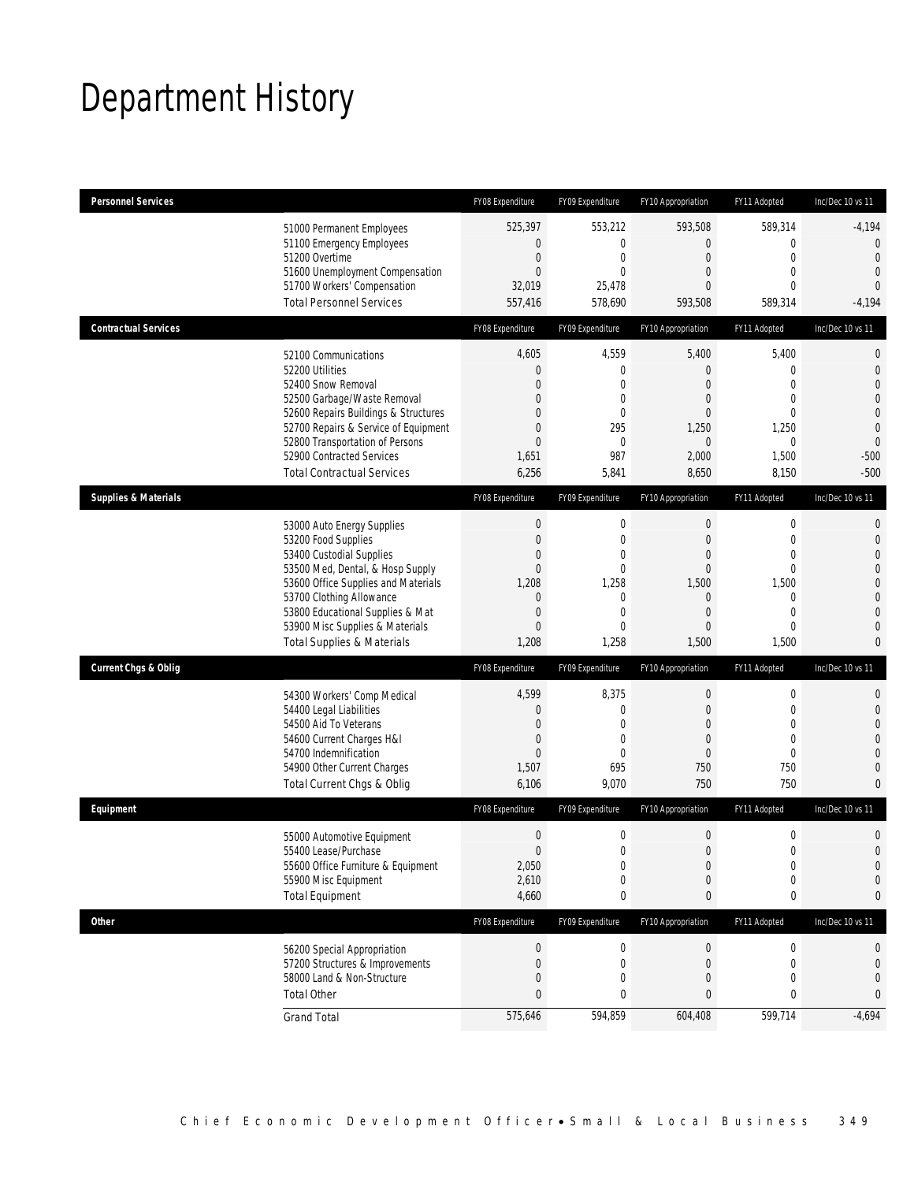# Department History

| Personnel Services | FY08 Expenditure | FY09 Expenditure | FY10 Appropriation | FY11 Adopted | Inc/Dec 10 vs 11 |
|---|---|---|---|---|---|
| 51000 Permanent Employees | 525,397 | 553,212 | 593,508 | 589,314 | -4,194 |
| 51100 Emergency Employees | 0 | 0 | 0 | 0 | 0 |
| 51200 Overtime | 0 | 0 | 0 | 0 | 0 |
| 51600 Unemployment Compensation | 0 | 0 | 0 | 0 | 0 |
| 51700 Workers' Compensation | 32,019 | 25,478 | 0 | 0 | 0 |
| Total Personnel Services | 557,416 | 578,690 | 593,508 | 589,314 | -4,194 |

| Contractual Services | FY08 Expenditure | FY09 Expenditure | FY10 Appropriation | FY11 Adopted | Inc/Dec 10 vs 11 |
|---|---|---|---|---|---|
| 52100 Communications | 4,605 | 4,559 | 5,400 | 5,400 | 0 |
| 52200 Utilities | 0 | 0 | 0 | 0 | 0 |
| 52400 Snow Removal | 0 | 0 | 0 | 0 | 0 |
| 52500 Garbage/Waste Removal | 0 | 0 | 0 | 0 | 0 |
| 52600 Repairs Buildings & Structures | 0 | 0 | 0 | 0 | 0 |
| 52700 Repairs & Service of Equipment | 0 | 295 | 1,250 | 1,250 | 0 |
| 52800 Transportation of Persons | 0 | 0 | 0 | 0 | 0 |
| 52900 Contracted Services | 1,651 | 987 | 2,000 | 1,500 | -500 |
| Total Contractual Services | 6,256 | 5,841 | 8,650 | 8,150 | -500 |

| Supplies & Materials | FY08 Expenditure | FY09 Expenditure | FY10 Appropriation | FY11 Adopted | Inc/Dec 10 vs 11 |
|---|---|---|---|---|---|
| 53000 Auto Energy Supplies | 0 | 0 | 0 | 0 | 0 |
| 53200 Food Supplies | 0 | 0 | 0 | 0 | 0 |
| 53400 Custodial Supplies | 0 | 0 | 0 | 0 | 0 |
| 53500 Med, Dental, & Hosp Supply | 0 | 0 | 0 | 0 | 0 |
| 53600 Office Supplies and Materials | 1,208 | 1,258 | 1,500 | 1,500 | 0 |
| 53700 Clothing Allowance | 0 | 0 | 0 | 0 | 0 |
| 53800 Educational Supplies & Mat | 0 | 0 | 0 | 0 | 0 |
| 53900 Misc Supplies & Materials | 0 | 0 | 0 | 0 | 0 |
| Total Supplies & Materials | 1,208 | 1,258 | 1,500 | 1,500 | 0 |

| Current Chgs & Oblig | FY08 Expenditure | FY09 Expenditure | FY10 Appropriation | FY11 Adopted | Inc/Dec 10 vs 11 |
|---|---|---|---|---|---|
| 54300 Workers' Comp Medical | 4,599 | 8,375 | 0 | 0 | 0 |
| 54400 Legal Liabilities | 0 | 0 | 0 | 0 | 0 |
| 54500 Aid To Veterans | 0 | 0 | 0 | 0 | 0 |
| 54600 Current Charges H&I | 0 | 0 | 0 | 0 | 0 |
| 54700 Indemnification | 0 | 0 | 0 | 0 | 0 |
| 54900 Other Current Charges | 1,507 | 695 | 750 | 750 | 0 |
| Total Current Chgs & Oblig | 6,106 | 9,070 | 750 | 750 | 0 |

| Equipment | FY08 Expenditure | FY09 Expenditure | FY10 Appropriation | FY11 Adopted | Inc/Dec 10 vs 11 |
|---|---|---|---|---|---|
| 55000 Automotive Equipment | 0 | 0 | 0 | 0 | 0 |
| 55400 Lease/Purchase | 0 | 0 | 0 | 0 | 0 |
| 55600 Office Furniture & Equipment | 2,050 | 0 | 0 | 0 | 0 |
| 55900 Misc Equipment | 2,610 | 0 | 0 | 0 | 0 |
| Total Equipment | 4,660 | 0 | 0 | 0 | 0 |

| Other | FY08 Expenditure | FY09 Expenditure | FY10 Appropriation | FY11 Adopted | Inc/Dec 10 vs 11 |
|---|---|---|---|---|---|
| 56200 Special Appropriation | 0 | 0 | 0 | 0 | 0 |
| 57200 Structures & Improvements | 0 | 0 | 0 | 0 | 0 |
| 58000 Land & Non-Structure | 0 | 0 | 0 | 0 | 0 |
| Total Other | 0 | 0 | 0 | 0 | 0 |
| Grand Total | 575,646 | 594,859 | 604,408 | 599,714 | -4,694 |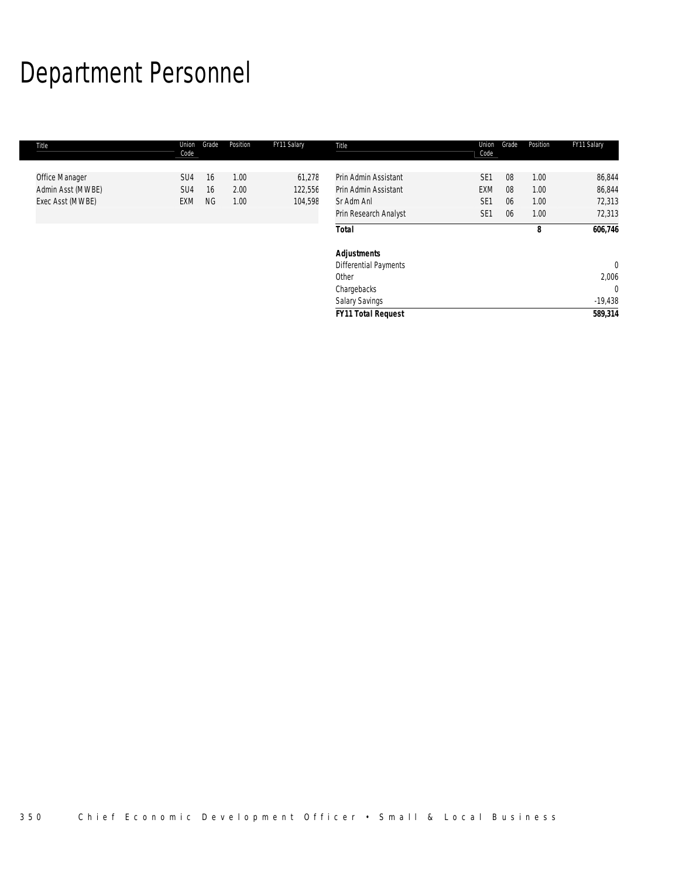# Department Personnel

| Title | Union Code | Grade | Position | FY11 Salary |
|---|---|---|---|---|
| Office Manager | SU4 | 16 | 1.00 | 61,278 |
| Admin Asst (MWBE) | SU4 | 16 | 2.00 | 122,556 |
| Exec Asst (MWBE) | EXM | NG | 1.00 | 104,598 |
| Prin Admin Assistant | SE1 | 08 | 1.00 | 86,844 |
| Prin Admin Assistant | EXM | 08 | 1.00 | 86,844 |
| Sr Adm Anl | SE1 | 06 | 1.00 | 72,313 |
| Prin Research Analyst | SE1 | 06 | 1.00 | 72,313 |
| **Total** | | | **8** | **606,746** |
| ***Adjustments*** | | | | |
| Differential Payments | | | | 0 |
| Other | | | | 2,006 |
| Chargebacks | | | | 0 |
| Salary Savings | | | | -19,438 |
| ***FY11 Total Request*** | | | | **589,314** |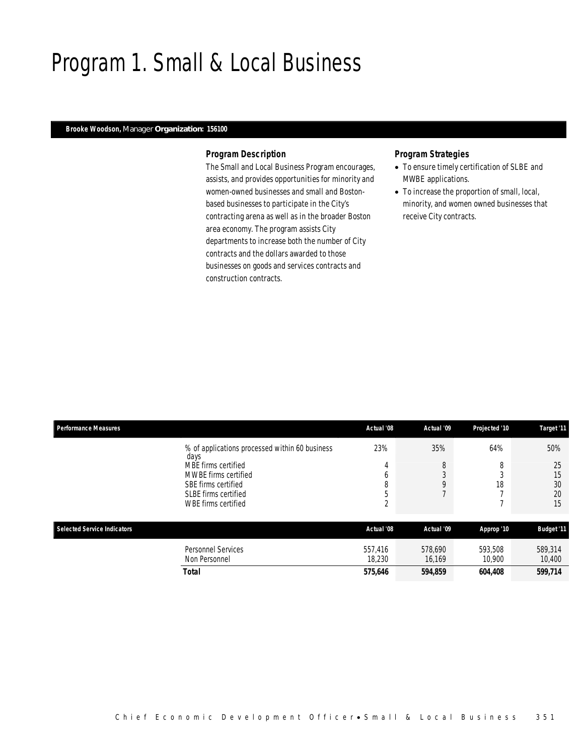# Program 1. Small & Local Business

**Brooke Woodson,** Manager **Organization: 156100**

### Program Description

The Small and Local Business Program encourages, assists, and provides opportunities for minority and women-owned businesses and small and Boston-based businesses to participate in the City's contracting arena as well as in the broader Boston area economy. The program assists City departments to increase both the number of City contracts and the dollars awarded to those businesses on goods and services contracts and construction contracts.

### Program Strategies

- To ensure timely certification of SLBE and MWBE applications.
- To increase the proportion of small, local, minority, and women owned businesses that receive City contracts.

| Performance Measures | Actual '08 | Actual '09 | Projected '10 | Target '11 |
|---|---|---|---|---|
| % of applications processed within 60 business days | 23% | 35% | 64% | 50% |
| MBE firms certified | 4 | 8 | 8 | 25 |
| MWBE firms certified | 6 | 3 | 3 | 15 |
| SBE firms certified | 8 | 9 | 18 | 30 |
| SLBE firms certified | 5 | 7 | 7 | 20 |
| WBE firms certified | 2 | | 7 | 15 |

| Selected Service Indicators | Actual '08 | Actual '09 | Approp '10 | Budget '11 |
|---|---|---|---|---|
| Personnel Services | 557,416 | 578,690 | 593,508 | 589,314 |
| Non Personnel | 18,230 | 16,169 | 10,900 | 10,400 |
| **Total** | **575,646** | **594,859** | **604,408** | **599,714** |